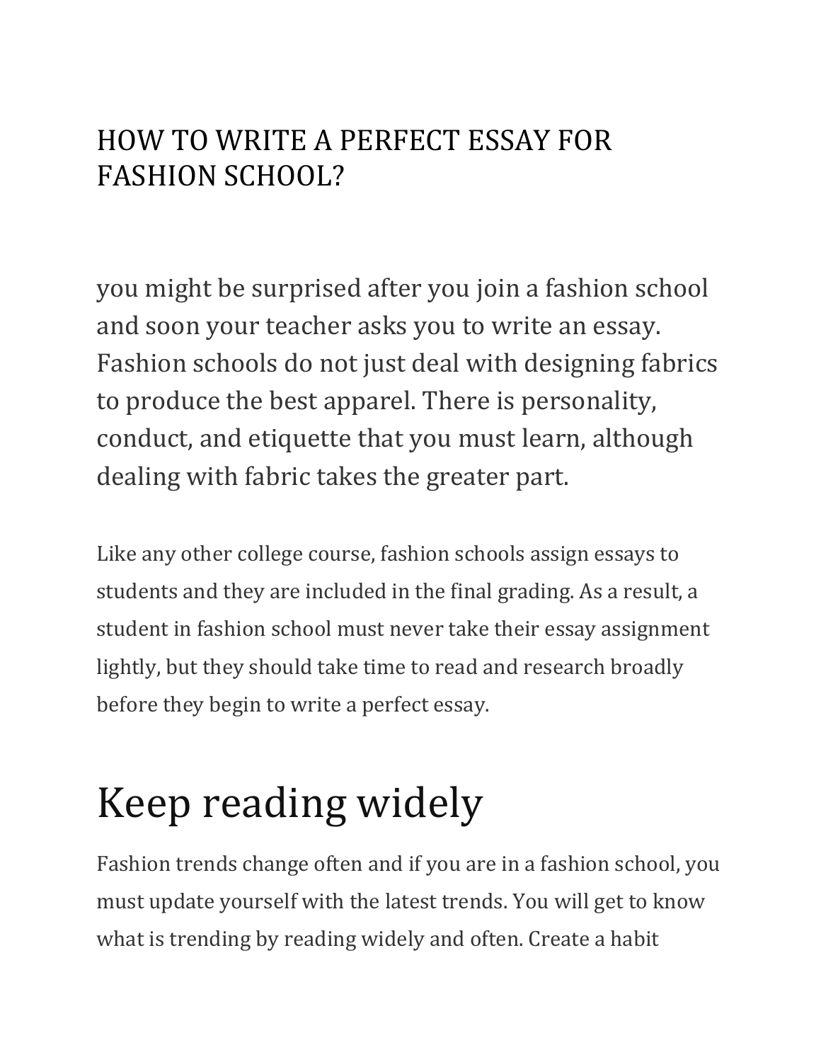# HOW TO WRITE A PERFECT ESSAY FOR FASHION SCHOOL?

you might be surprised after you join a fashion school and soon your teacher asks you to write an essay. Fashion schools do not just deal with designing fabrics to produce the best apparel. There is personality, conduct, and etiquette that you must learn, although dealing with fabric takes the greater part.

Like any other college course, fashion schools assign essays to students and they are included in the final grading. As a result, a student in fashion school must never take their essay assignment lightly, but they should take time to read and research broadly before they begin to write a perfect essay.

## Keep reading widely

Fashion trends change often and if you are in a fashion school, you must update yourself with the latest trends. You will get to know what is trending by reading widely and often. Create a habit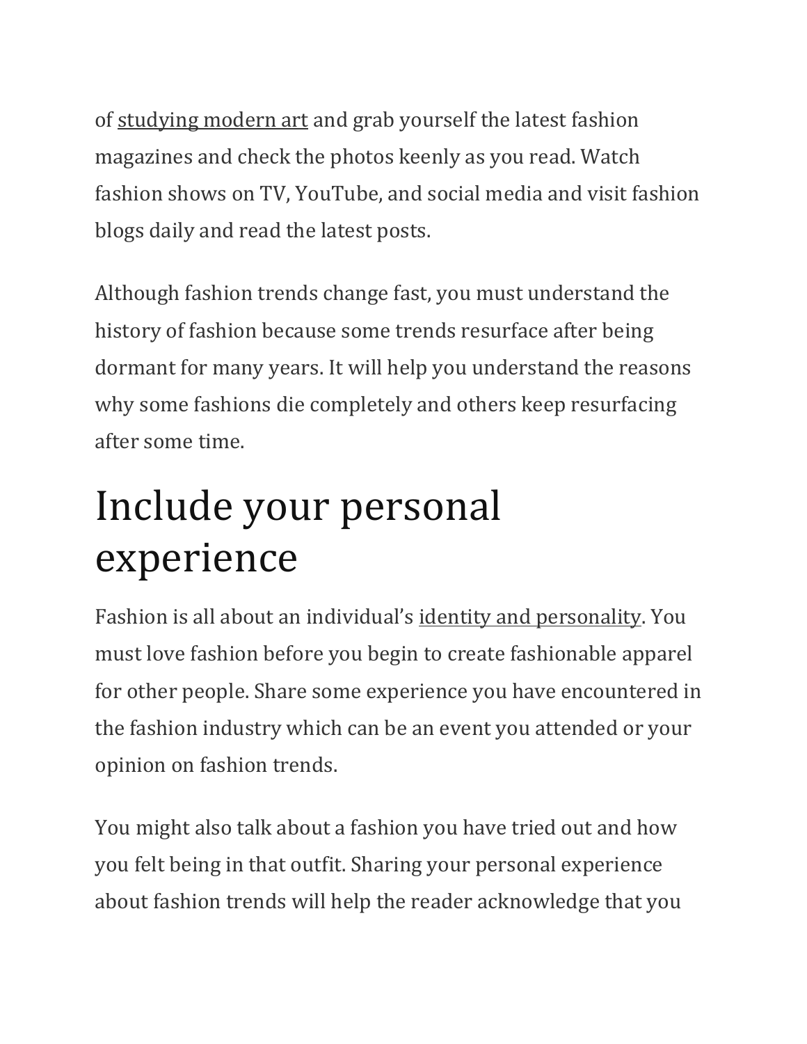of studying modern art and grab yourself the latest fashion magazines and check the photos keenly as you read. Watch fashion shows on TV, YouTube, and social media and visit fashion blogs daily and read the latest posts.

Although fashion trends change fast, you must understand the history of fashion because some trends resurface after being dormant for many years. It will help you understand the reasons why some fashions die completely and others keep resurfacing after some time.

# Include your personal experience

Fashion is all about an individual's identity and personality. You must love fashion before you begin to create fashionable apparel for other people. Share some experience you have encountered in the fashion industry which can be an event you attended or your opinion on fashion trends.

You might also talk about a fashion you have tried out and how you felt being in that outfit. Sharing your personal experience about fashion trends will help the reader acknowledge that you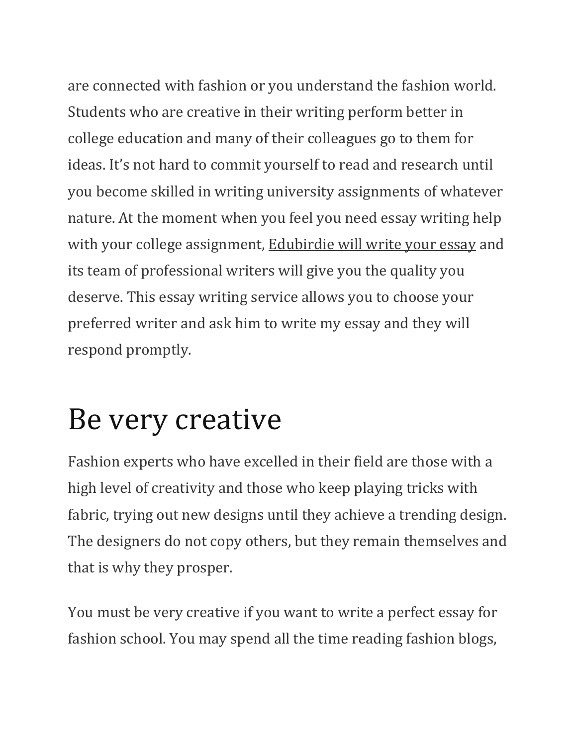are connected with fashion or you understand the fashion world. Students who are creative in their writing perform better in college education and many of their colleagues go to them for ideas. It's not hard to commit yourself to read and research until you become skilled in writing university assignments of whatever nature. At the moment when you feel you need essay writing help with your college assignment, Edubirdie will write your essay and its team of professional writers will give you the quality you deserve. This essay writing service allows you to choose your preferred writer and ask him to write my essay and they will respond promptly.

# Be very creative

Fashion experts who have excelled in their field are those with a high level of creativity and those who keep playing tricks with fabric, trying out new designs until they achieve a trending design. The designers do not copy others, but they remain themselves and that is why they prosper.

You must be very creative if you want to write a perfect essay for fashion school. You may spend all the time reading fashion blogs,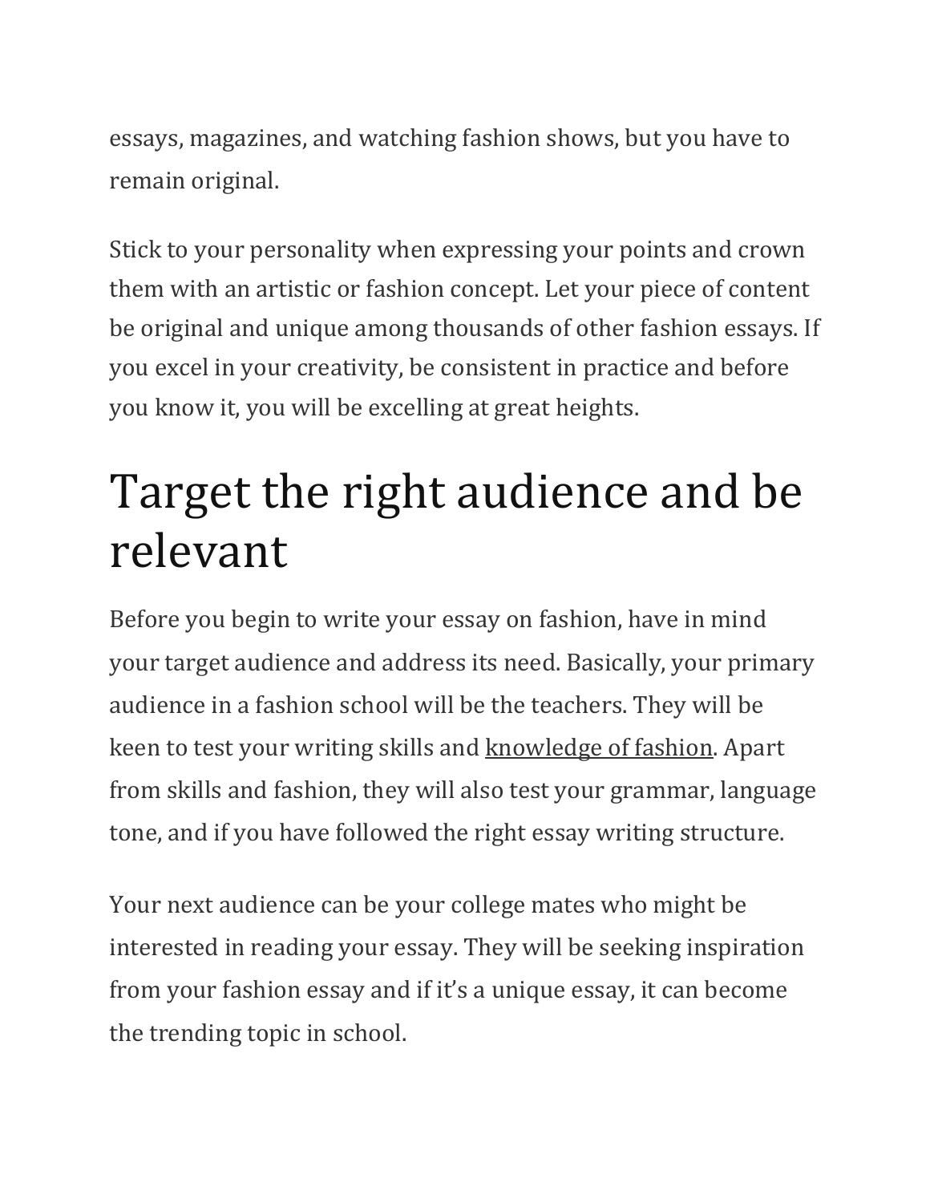essays, magazines, and watching fashion shows, but you have to remain original.

Stick to your personality when expressing your points and crown them with an artistic or fashion concept. Let your piece of content be original and unique among thousands of other fashion essays. If you excel in your creativity, be consistent in practice and before you know it, you will be excelling at great heights.

# Target the right audience and be relevant

Before you begin to write your essay on fashion, have in mind your target audience and address its need. Basically, your primary audience in a fashion school will be the teachers. They will be keen to test your writing skills and knowledge of fashion. Apart from skills and fashion, they will also test your grammar, language tone, and if you have followed the right essay writing structure.

Your next audience can be your college mates who might be interested in reading your essay. They will be seeking inspiration from your fashion essay and if it's a unique essay, it can become the trending topic in school.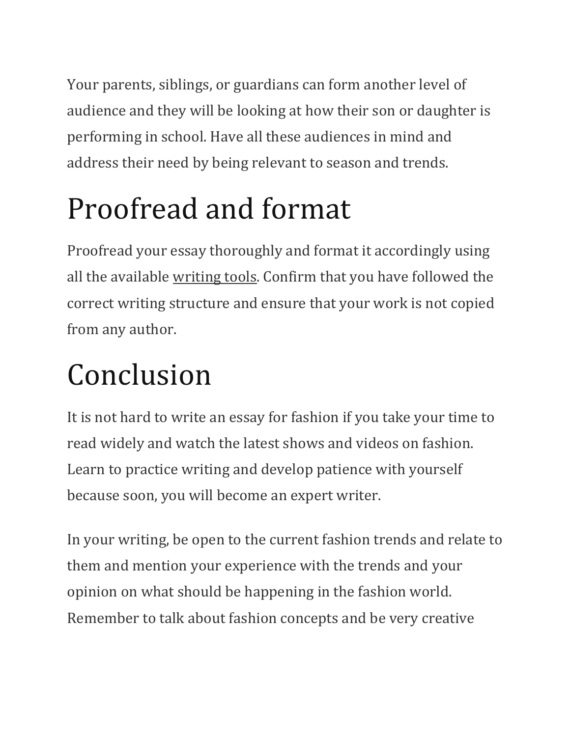Your parents, siblings, or guardians can form another level of audience and they will be looking at how their son or daughter is performing in school. Have all these audiences in mind and address their need by being relevant to season and trends.

# Proofread and format

Proofread your essay thoroughly and format it accordingly using all the available writing tools. Confirm that you have followed the correct writing structure and ensure that your work is not copied from any author.

# Conclusion

It is not hard to write an essay for fashion if you take your time to read widely and watch the latest shows and videos on fashion. Learn to practice writing and develop patience with yourself because soon, you will become an expert writer.

In your writing, be open to the current fashion trends and relate to them and mention your experience with the trends and your opinion on what should be happening in the fashion world. Remember to talk about fashion concepts and be very creative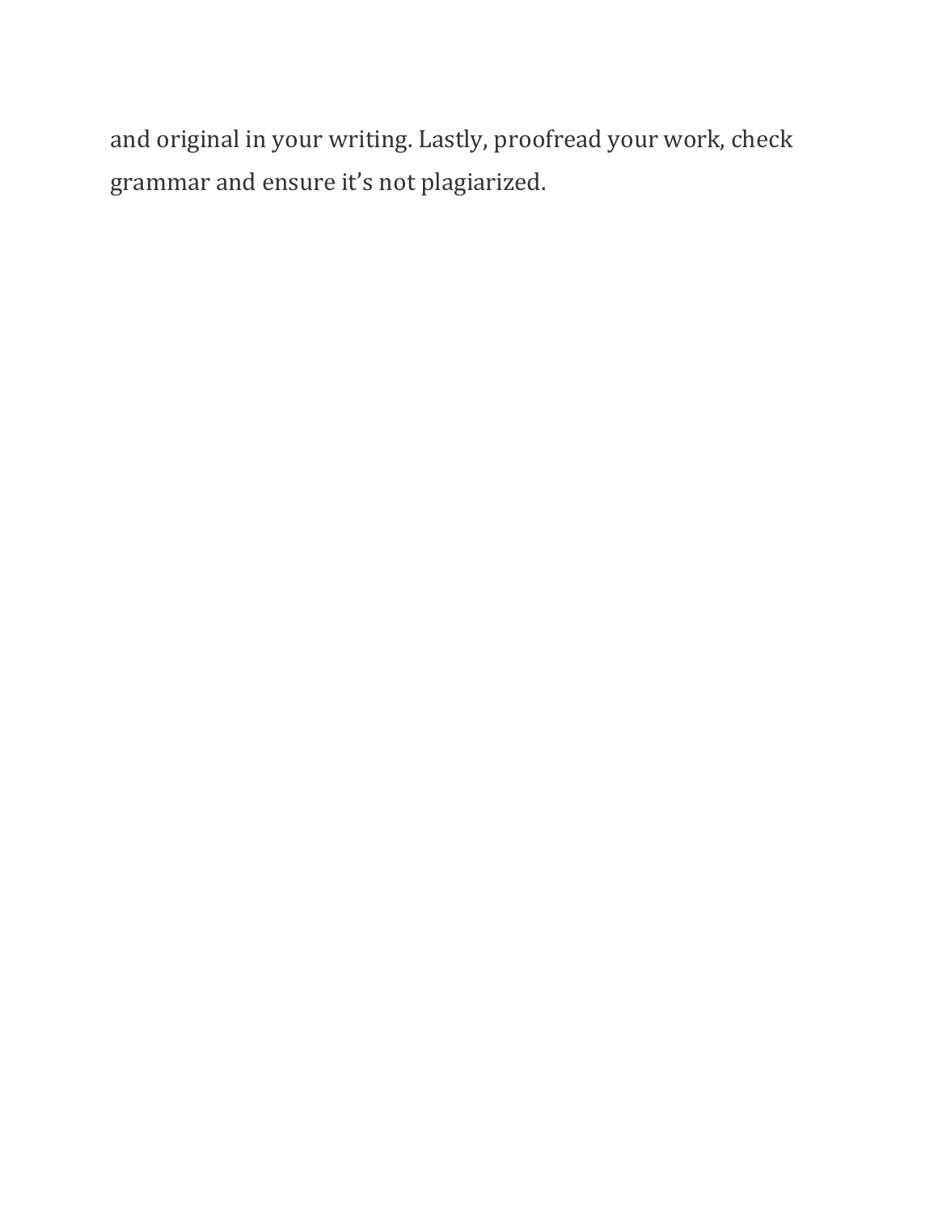and original in your writing. Lastly, proofread your work, check grammar and ensure it's not plagiarized.